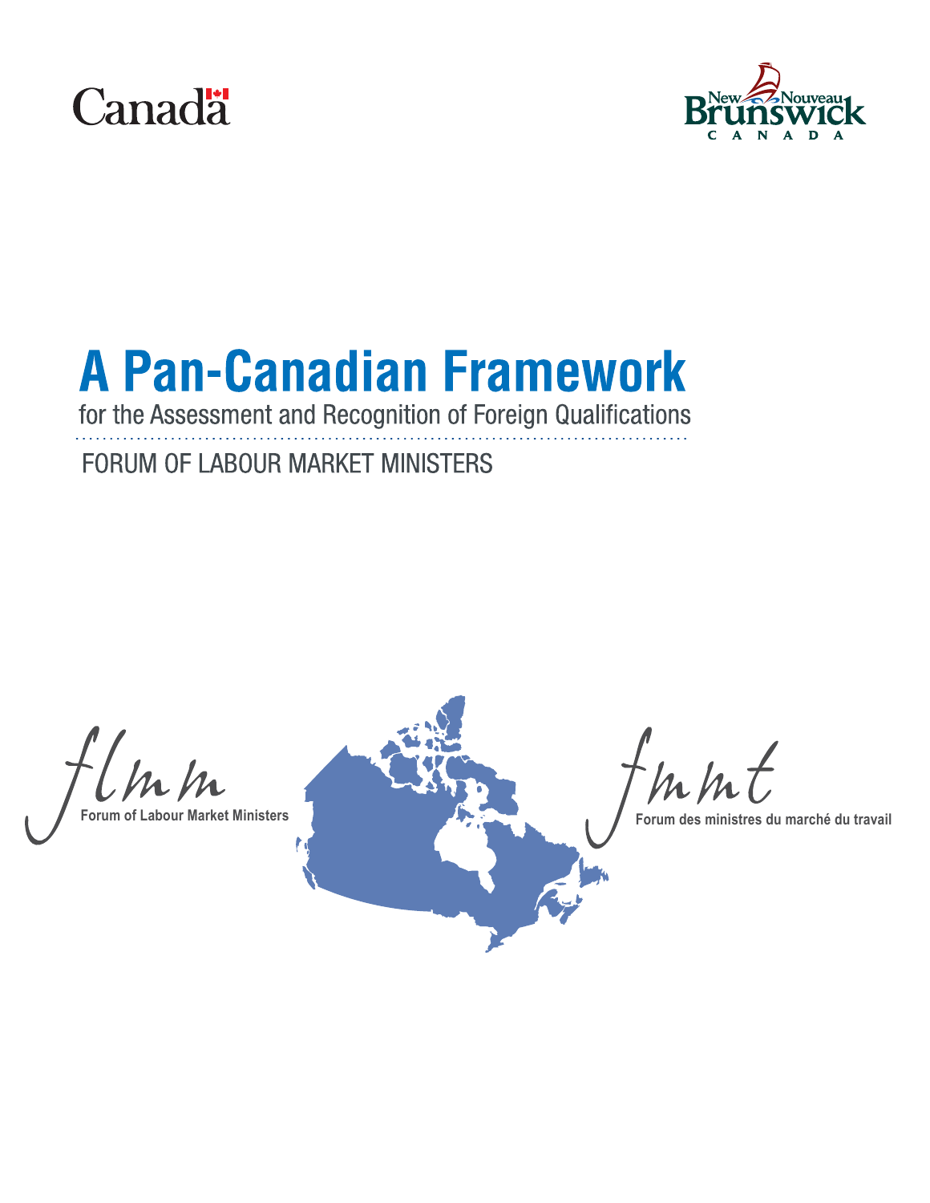Canada

New Nouveau Brunswick CANADA

# A Pan-Canadian Framework

for the Assessment and Recognition of Foreign Qualifications

FORUM OF LABOUR MARKET MINISTERS

flmm Forum of Labour Market Ministers

fmmt Forum des ministres du marché du travail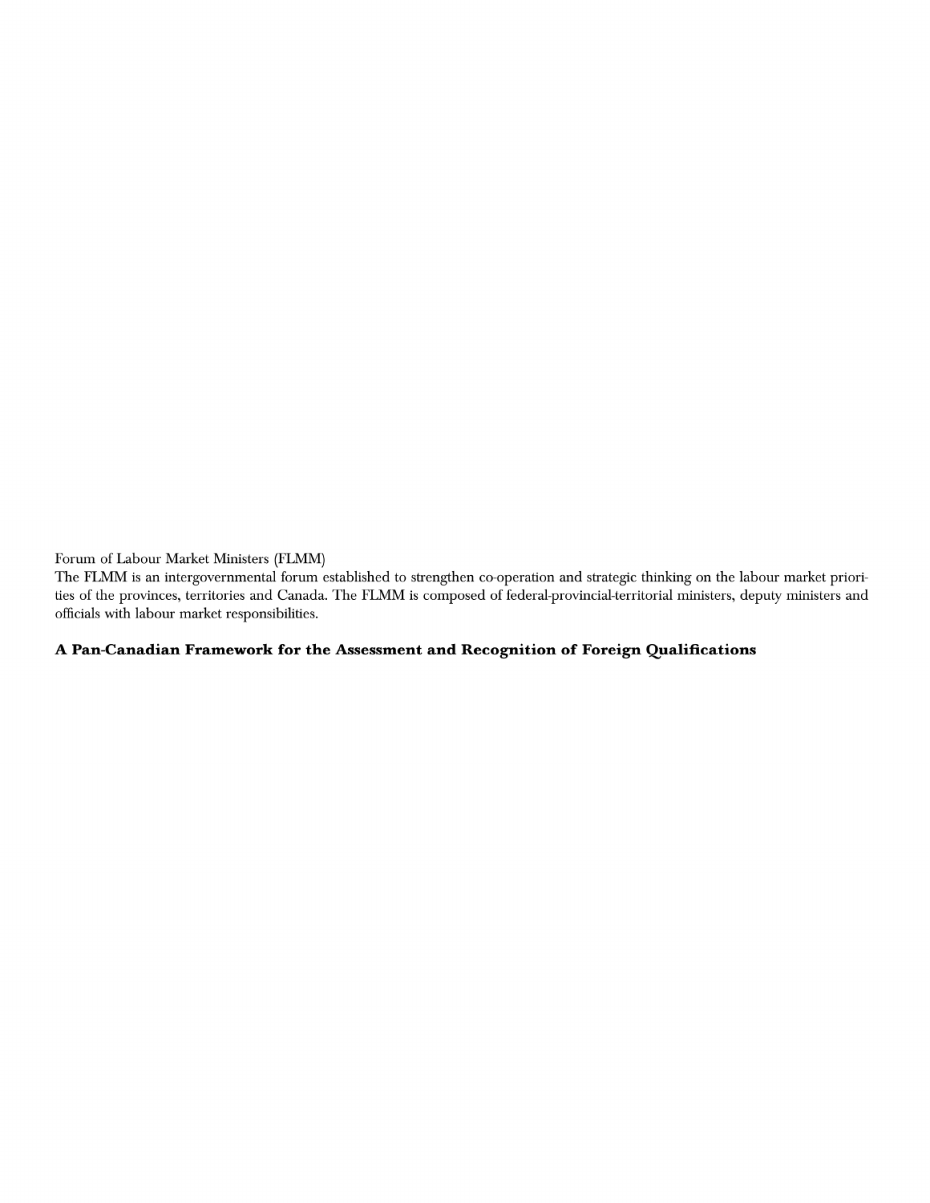Forum of Labour Market Ministers (FLMM)

The FLMM is an intergovernmental forum established to strengthen co-operation and strategic thinking on the labour market priorities of the provinces, territories and Canada. The FLMM is composed of federal-provincial-territorial ministers, deputy ministers and officials with labour market responsibilities.

**A Pan-Canadian Framework for the Assessment and Recognition of Foreign Qualifications**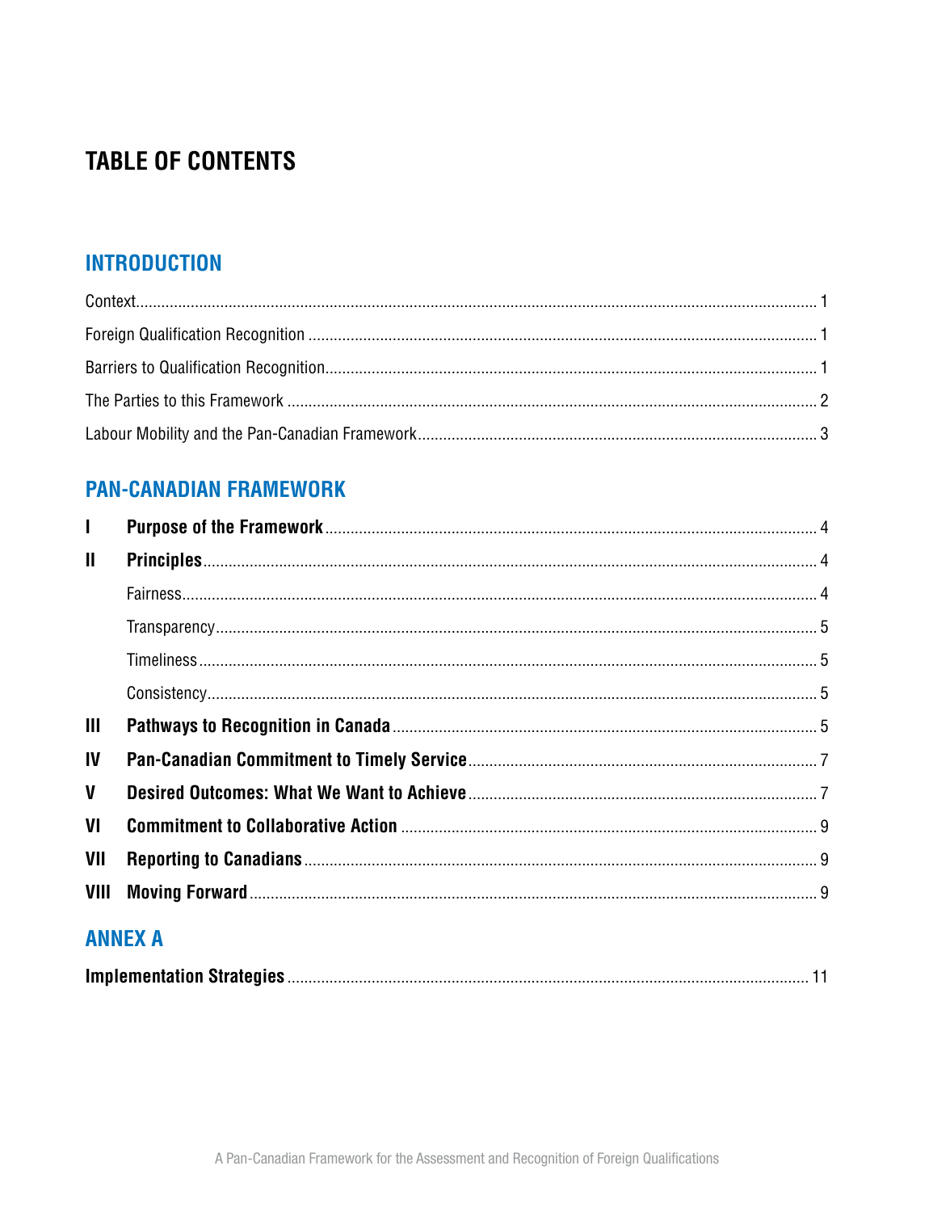# TABLE OF CONTENTS

## INTRODUCTION

Context ........................................................................................................................ 1

Foreign Qualification Recognition ............................................................................... 1

Barriers to Qualification Recognition ........................................................................... 1

The Parties to this Framework .................................................................................... 2

Labour Mobility and the Pan-Canadian Framework ..................................................... 3

## PAN-CANADIAN FRAMEWORK

**I Purpose of the Framework** ........................................................................................ 4

**II Principles** ................................................................................................................. 4

Fairness ........................................................................................................................ 4

Transparency ................................................................................................................. 5

Timeliness ..................................................................................................................... 5

Consistency ................................................................................................................... 5

**III Pathways to Recognition in Canada** ........................................................................ 5

**IV Pan-Canadian Commitment to Timely Service** ......................................................... 7

**V Desired Outcomes: What We Want to Achieve** ......................................................... 7

**VI Commitment to Collaborative Action** ....................................................................... 9

**VII Reporting to Canadians** .......................................................................................... 9

**VIII Moving Forward** ..................................................................................................... 9

## ANNEX A

**Implementation Strategies** ......................................................................................... 11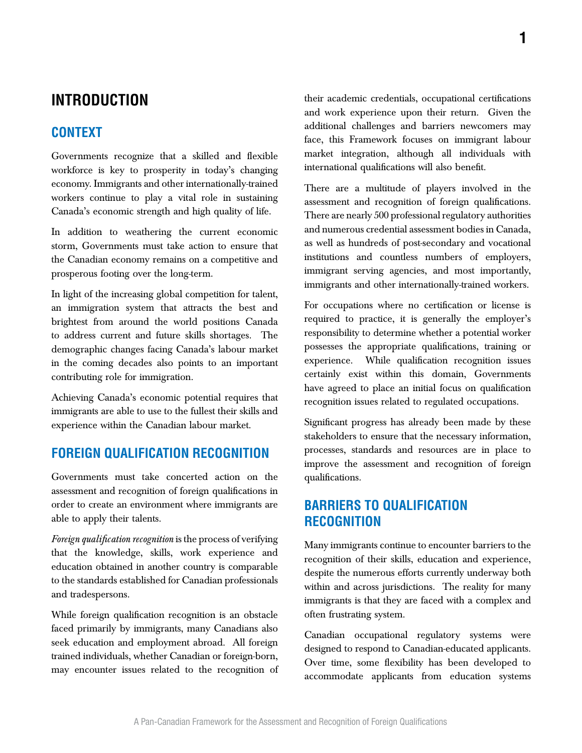# INTRODUCTION

## CONTEXT

Governments recognize that a skilled and flexible workforce is key to prosperity in today's changing economy. Immigrants and other internationally-trained workers continue to play a vital role in sustaining Canada's economic strength and high quality of life.

In addition to weathering the current economic storm, Governments must take action to ensure that the Canadian economy remains on a competitive and prosperous footing over the long-term.

In light of the increasing global competition for talent, an immigration system that attracts the best and brightest from around the world positions Canada to address current and future skills shortages. The demographic changes facing Canada's labour market in the coming decades also points to an important contributing role for immigration.

Achieving Canada's economic potential requires that immigrants are able to use to the fullest their skills and experience within the Canadian labour market.

## FOREIGN QUALIFICATION RECOGNITION

Governments must take concerted action on the assessment and recognition of foreign qualifications in order to create an environment where immigrants are able to apply their talents.

*Foreign qualification recognition* is the process of verifying that the knowledge, skills, work experience and education obtained in another country is comparable to the standards established for Canadian professionals and tradespersons.

While foreign qualification recognition is an obstacle faced primarily by immigrants, many Canadians also seek education and employment abroad. All foreign trained individuals, whether Canadian or foreign-born, may encounter issues related to the recognition of their academic credentials, occupational certifications and work experience upon their return. Given the additional challenges and barriers newcomers may face, this Framework focuses on immigrant labour market integration, although all individuals with international qualifications will also benefit.

There are a multitude of players involved in the assessment and recognition of foreign qualifications. There are nearly 500 professional regulatory authorities and numerous credential assessment bodies in Canada, as well as hundreds of post-secondary and vocational institutions and countless numbers of employers, immigrant serving agencies, and most importantly, immigrants and other internationally-trained workers.

For occupations where no certification or license is required to practice, it is generally the employer's responsibility to determine whether a potential worker possesses the appropriate qualifications, training or experience. While qualification recognition issues certainly exist within this domain, Governments have agreed to place an initial focus on qualification recognition issues related to regulated occupations.

Significant progress has already been made by these stakeholders to ensure that the necessary information, processes, standards and resources are in place to improve the assessment and recognition of foreign qualifications.

## BARRIERS TO QUALIFICATION RECOGNITION

Many immigrants continue to encounter barriers to the recognition of their skills, education and experience, despite the numerous efforts currently underway both within and across jurisdictions. The reality for many immigrants is that they are faced with a complex and often frustrating system.

Canadian occupational regulatory systems were designed to respond to Canadian-educated applicants. Over time, some flexibility has been developed to accommodate applicants from education systems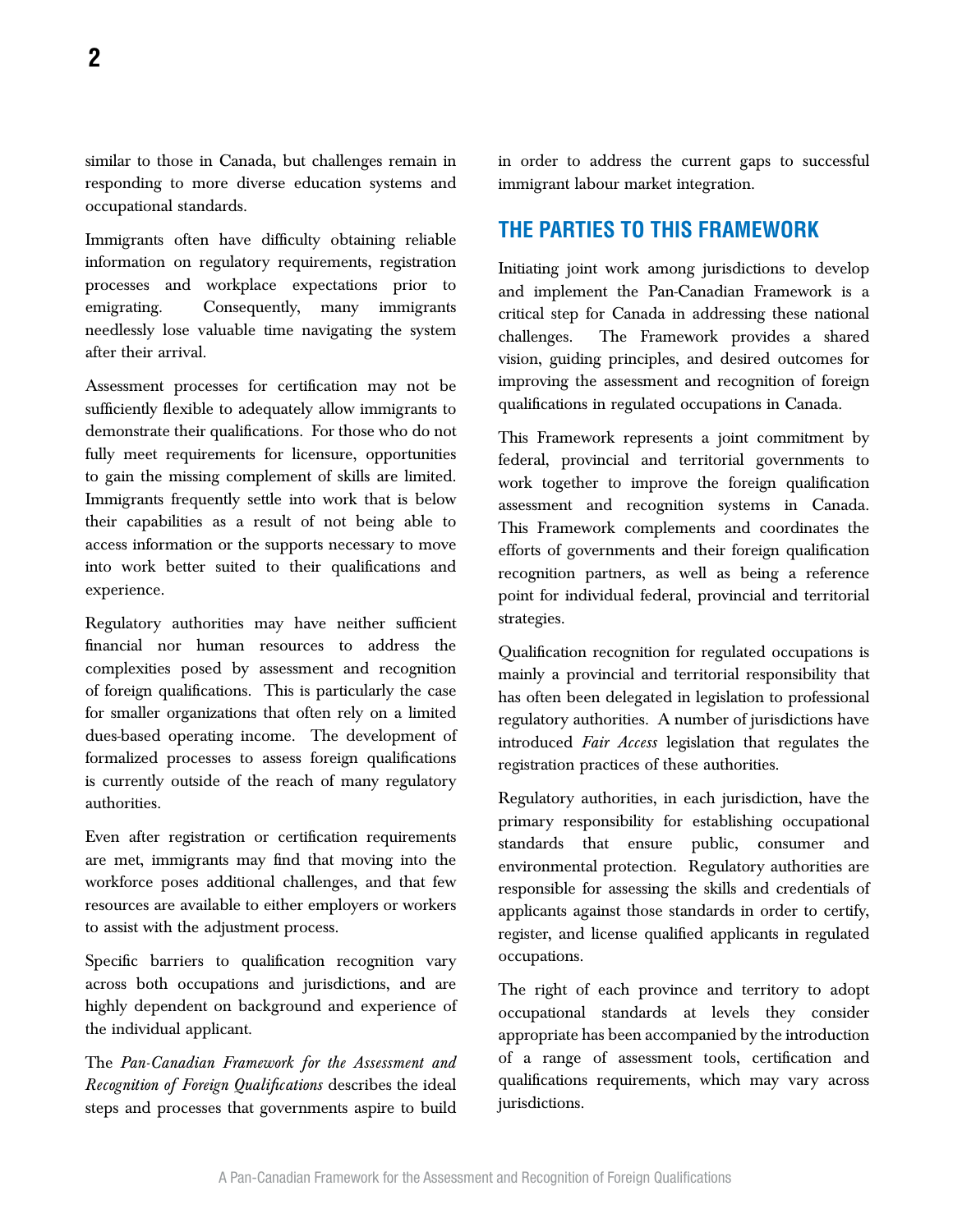similar to those in Canada, but challenges remain in responding to more diverse education systems and occupational standards.

Immigrants often have difficulty obtaining reliable information on regulatory requirements, registration processes and workplace expectations prior to emigrating. Consequently, many immigrants needlessly lose valuable time navigating the system after their arrival.

Assessment processes for certification may not be sufficiently flexible to adequately allow immigrants to demonstrate their qualifications. For those who do not fully meet requirements for licensure, opportunities to gain the missing complement of skills are limited. Immigrants frequently settle into work that is below their capabilities as a result of not being able to access information or the supports necessary to move into work better suited to their qualifications and experience.

Regulatory authorities may have neither sufficient financial nor human resources to address the complexities posed by assessment and recognition of foreign qualifications. This is particularly the case for smaller organizations that often rely on a limited dues-based operating income. The development of formalized processes to assess foreign qualifications is currently outside of the reach of many regulatory authorities.

Even after registration or certification requirements are met, immigrants may find that moving into the workforce poses additional challenges, and that few resources are available to either employers or workers to assist with the adjustment process.

Specific barriers to qualification recognition vary across both occupations and jurisdictions, and are highly dependent on background and experience of the individual applicant.

The *Pan-Canadian Framework for the Assessment and Recognition of Foreign Qualifications* describes the ideal steps and processes that governments aspire to build in order to address the current gaps to successful immigrant labour market integration.

## THE PARTIES TO THIS FRAMEWORK

Initiating joint work among jurisdictions to develop and implement the Pan-Canadian Framework is a critical step for Canada in addressing these national challenges. The Framework provides a shared vision, guiding principles, and desired outcomes for improving the assessment and recognition of foreign qualifications in regulated occupations in Canada.

This Framework represents a joint commitment by federal, provincial and territorial governments to work together to improve the foreign qualification assessment and recognition systems in Canada. This Framework complements and coordinates the efforts of governments and their foreign qualification recognition partners, as well as being a reference point for individual federal, provincial and territorial strategies.

Qualification recognition for regulated occupations is mainly a provincial and territorial responsibility that has often been delegated in legislation to professional regulatory authorities. A number of jurisdictions have introduced *Fair Access* legislation that regulates the registration practices of these authorities.

Regulatory authorities, in each jurisdiction, have the primary responsibility for establishing occupational standards that ensure public, consumer and environmental protection. Regulatory authorities are responsible for assessing the skills and credentials of applicants against those standards in order to certify, register, and license qualified applicants in regulated occupations.

The right of each province and territory to adopt occupational standards at levels they consider appropriate has been accompanied by the introduction of a range of assessment tools, certification and qualifications requirements, which may vary across jurisdictions.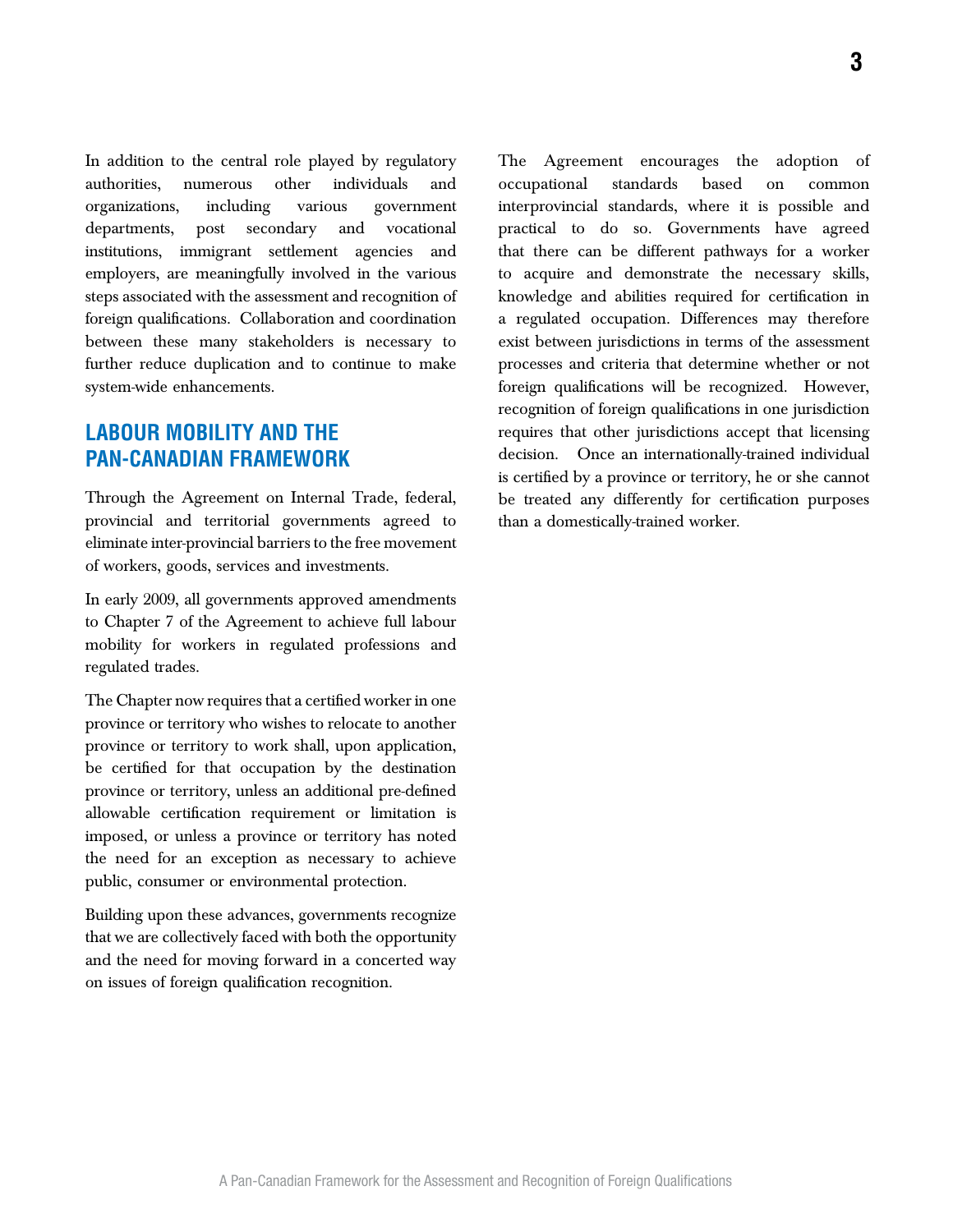In addition to the central role played by regulatory authorities, numerous other individuals and organizations, including various government departments, post secondary and vocational institutions, immigrant settlement agencies and employers, are meaningfully involved in the various steps associated with the assessment and recognition of foreign qualifications. Collaboration and coordination between these many stakeholders is necessary to further reduce duplication and to continue to make system-wide enhancements.

## LABOUR MOBILITY AND THE PAN-CANADIAN FRAMEWORK

Through the Agreement on Internal Trade, federal, provincial and territorial governments agreed to eliminate inter-provincial barriers to the free movement of workers, goods, services and investments.

In early 2009, all governments approved amendments to Chapter 7 of the Agreement to achieve full labour mobility for workers in regulated professions and regulated trades.

The Chapter now requires that a certified worker in one province or territory who wishes to relocate to another province or territory to work shall, upon application, be certified for that occupation by the destination province or territory, unless an additional pre-defined allowable certification requirement or limitation is imposed, or unless a province or territory has noted the need for an exception as necessary to achieve public, consumer or environmental protection.

Building upon these advances, governments recognize that we are collectively faced with both the opportunity and the need for moving forward in a concerted way on issues of foreign qualification recognition.

The Agreement encourages the adoption of occupational standards based on common interprovincial standards, where it is possible and practical to do so. Governments have agreed that there can be different pathways for a worker to acquire and demonstrate the necessary skills, knowledge and abilities required for certification in a regulated occupation. Differences may therefore exist between jurisdictions in terms of the assessment processes and criteria that determine whether or not foreign qualifications will be recognized. However, recognition of foreign qualifications in one jurisdiction requires that other jurisdictions accept that licensing decision. Once an internationally-trained individual is certified by a province or territory, he or she cannot be treated any differently for certification purposes than a domestically-trained worker.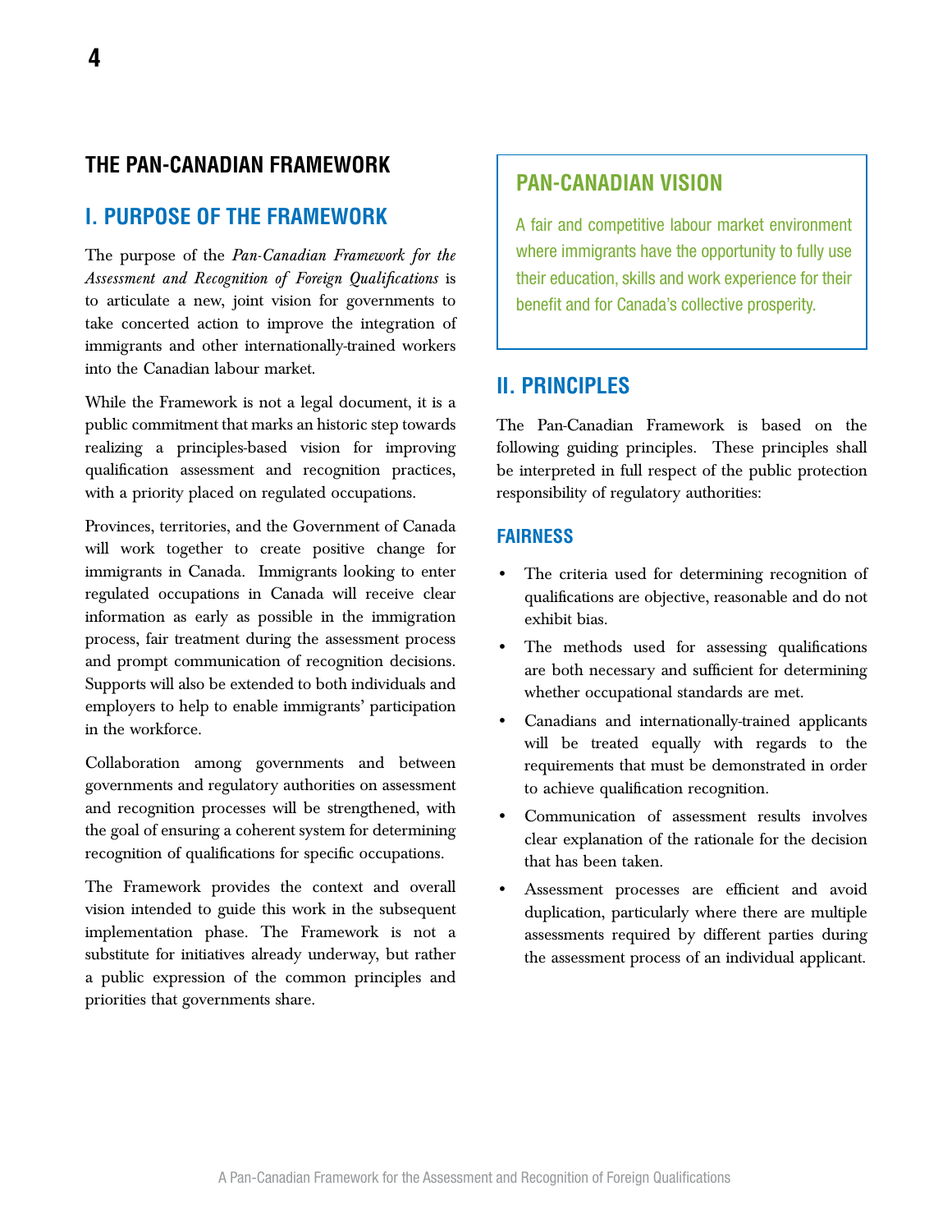# THE PAN-CANADIAN FRAMEWORK

## I. PURPOSE OF THE FRAMEWORK

The purpose of the *Pan-Canadian Framework for the Assessment and Recognition of Foreign Qualifications* is to articulate a new, joint vision for governments to take concerted action to improve the integration of immigrants and other internationally-trained workers into the Canadian labour market.

While the Framework is not a legal document, it is a public commitment that marks an historic step towards realizing a principles-based vision for improving qualification assessment and recognition practices, with a priority placed on regulated occupations.

Provinces, territories, and the Government of Canada will work together to create positive change for immigrants in Canada. Immigrants looking to enter regulated occupations in Canada will receive clear information as early as possible in the immigration process, fair treatment during the assessment process and prompt communication of recognition decisions. Supports will also be extended to both individuals and employers to help to enable immigrants' participation in the workforce.

Collaboration among governments and between governments and regulatory authorities on assessment and recognition processes will be strengthened, with the goal of ensuring a coherent system for determining recognition of qualifications for specific occupations.

The Framework provides the context and overall vision intended to guide this work in the subsequent implementation phase. The Framework is not a substitute for initiatives already underway, but rather a public expression of the common principles and priorities that governments share.

### PAN-CANADIAN VISION

A fair and competitive labour market environment where immigrants have the opportunity to fully use their education, skills and work experience for their benefit and for Canada's collective prosperity.

## II. PRINCIPLES

The Pan-Canadian Framework is based on the following guiding principles. These principles shall be interpreted in full respect of the public protection responsibility of regulatory authorities:

### FAIRNESS

- The criteria used for determining recognition of qualifications are objective, reasonable and do not exhibit bias.
- The methods used for assessing qualifications are both necessary and sufficient for determining whether occupational standards are met.
- Canadians and internationally-trained applicants will be treated equally with regards to the requirements that must be demonstrated in order to achieve qualification recognition.
- Communication of assessment results involves clear explanation of the rationale for the decision that has been taken.
- Assessment processes are efficient and avoid duplication, particularly where there are multiple assessments required by different parties during the assessment process of an individual applicant.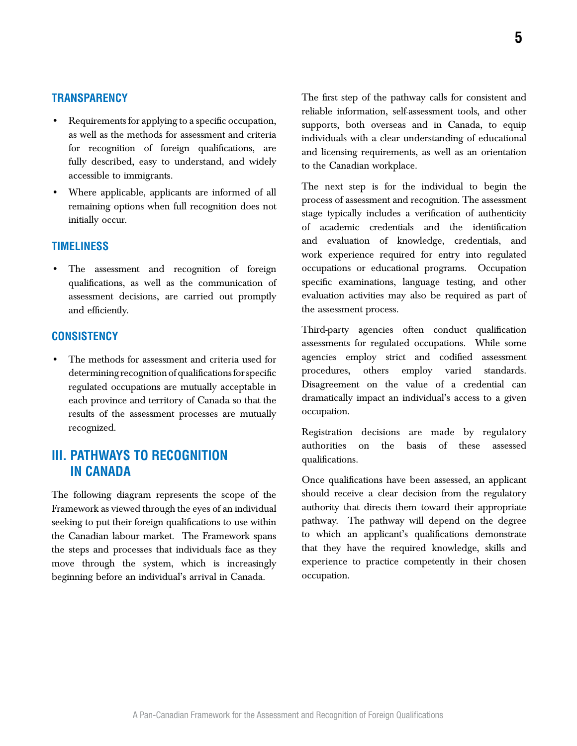### TRANSPARENCY

- Requirements for applying to a specific occupation, as well as the methods for assessment and criteria for recognition of foreign qualifications, are fully described, easy to understand, and widely accessible to immigrants.
- Where applicable, applicants are informed of all remaining options when full recognition does not initially occur.

### TIMELINESS

- The assessment and recognition of foreign qualifications, as well as the communication of assessment decisions, are carried out promptly and efficiently.

### CONSISTENCY

- The methods for assessment and criteria used for determining recognition of qualifications for specific regulated occupations are mutually acceptable in each province and territory of Canada so that the results of the assessment processes are mutually recognized.

## III. PATHWAYS TO RECOGNITION IN CANADA

The following diagram represents the scope of the Framework as viewed through the eyes of an individual seeking to put their foreign qualifications to use within the Canadian labour market. The Framework spans the steps and processes that individuals face as they move through the system, which is increasingly beginning before an individual's arrival in Canada.

The first step of the pathway calls for consistent and reliable information, self-assessment tools, and other supports, both overseas and in Canada, to equip individuals with a clear understanding of educational and licensing requirements, as well as an orientation to the Canadian workplace.

The next step is for the individual to begin the process of assessment and recognition. The assessment stage typically includes a verification of authenticity of academic credentials and the identification and evaluation of knowledge, credentials, and work experience required for entry into regulated occupations or educational programs. Occupation specific examinations, language testing, and other evaluation activities may also be required as part of the assessment process.

Third-party agencies often conduct qualification assessments for regulated occupations. While some agencies employ strict and codified assessment procedures, others employ varied standards. Disagreement on the value of a credential can dramatically impact an individual's access to a given occupation.

Registration decisions are made by regulatory authorities on the basis of these assessed qualifications.

Once qualifications have been assessed, an applicant should receive a clear decision from the regulatory authority that directs them toward their appropriate pathway. The pathway will depend on the degree to which an applicant's qualifications demonstrate that they have the required knowledge, skills and experience to practice competently in their chosen occupation.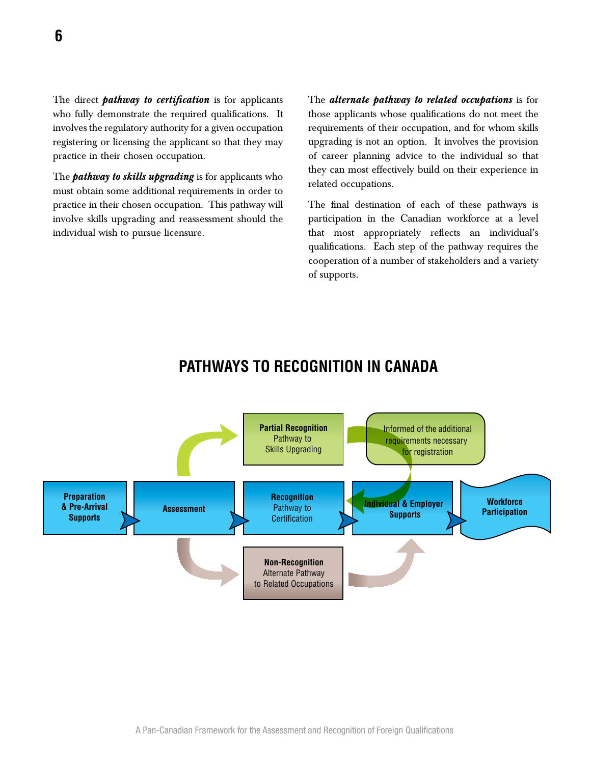The direct ***pathway to certification*** is for applicants who fully demonstrate the required qualifications. It involves the regulatory authority for a given occupation registering or licensing the applicant so that they may practice in their chosen occupation.

The ***pathway to skills upgrading*** is for applicants who must obtain some additional requirements in order to practice in their chosen occupation. This pathway will involve skills upgrading and reassessment should the individual wish to pursue licensure.

The ***alternate pathway to related occupations*** is for those applicants whose qualifications do not meet the requirements of their occupation, and for whom skills upgrading is not an option. It involves the provision of career planning advice to the individual so that they can most effectively build on their experience in related occupations.

The final destination of each of these pathways is participation in the Canadian workforce at a level that most appropriately reflects an individual's qualifications. Each step of the pathway requires the cooperation of a number of stakeholders and a variety of supports.

## PATHWAYS TO RECOGNITION IN CANADA

**Preparation & Pre-Arrival Supports** → **Assessment** → **Recognition** Pathway to Certification → **Individual & Employer Supports** → **Workforce Participation**

**Assessment** → **Partial Recognition** Pathway to Skills Upgrading → Informed of the additional requirements necessary for registration → **Individual & Employer Supports**

**Assessment** → **Non-Recognition** Alternate Pathway to Related Occupations → **Individual & Employer Supports**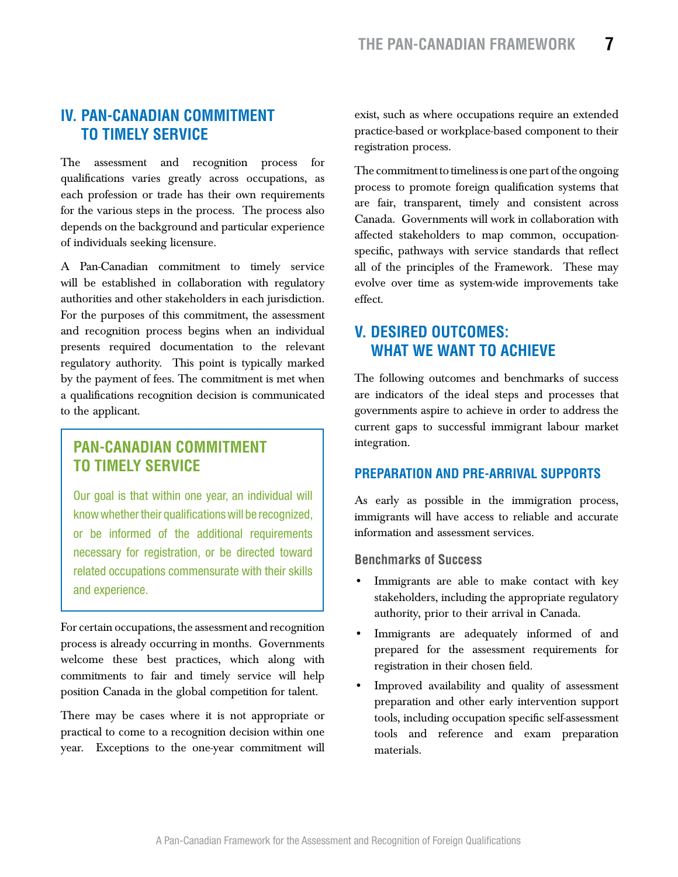## IV. PAN-CANADIAN COMMITMENT TO TIMELY SERVICE

The assessment and recognition process for qualifications varies greatly across occupations, as each profession or trade has their own requirements for the various steps in the process. The process also depends on the background and particular experience of individuals seeking licensure.

A Pan-Canadian commitment to timely service will be established in collaboration with regulatory authorities and other stakeholders in each jurisdiction. For the purposes of this commitment, the assessment and recognition process begins when an individual presents required documentation to the relevant regulatory authority. This point is typically marked by the payment of fees. The commitment is met when a qualifications recognition decision is communicated to the applicant.

> ### PAN-CANADIAN COMMITMENT TO TIMELY SERVICE
>
> Our goal is that within one year, an individual will know whether their qualifications will be recognized, or be informed of the additional requirements necessary for registration, or be directed toward related occupations commensurate with their skills and experience.

For certain occupations, the assessment and recognition process is already occurring in months. Governments welcome these best practices, which along with commitments to fair and timely service will help position Canada in the global competition for talent.

There may be cases where it is not appropriate or practical to come to a recognition decision within one year. Exceptions to the one-year commitment will exist, such as where occupations require an extended practice-based or workplace-based component to their registration process.

The commitment to timeliness is one part of the ongoing process to promote foreign qualification systems that are fair, transparent, timely and consistent across Canada. Governments will work in collaboration with affected stakeholders to map common, occupation-specific, pathways with service standards that reflect all of the principles of the Framework. These may evolve over time as system-wide improvements take effect.

## V. DESIRED OUTCOMES: WHAT WE WANT TO ACHIEVE

The following outcomes and benchmarks of success are indicators of the ideal steps and processes that governments aspire to achieve in order to address the current gaps to successful immigrant labour market integration.

### PREPARATION AND PRE-ARRIVAL SUPPORTS

As early as possible in the immigration process, immigrants will have access to reliable and accurate information and assessment services.

#### Benchmarks of Success

- Immigrants are able to make contact with key stakeholders, including the appropriate regulatory authority, prior to their arrival in Canada.
- Immigrants are adequately informed of and prepared for the assessment requirements for registration in their chosen field.
- Improved availability and quality of assessment preparation and other early intervention support tools, including occupation specific self-assessment tools and reference and exam preparation materials.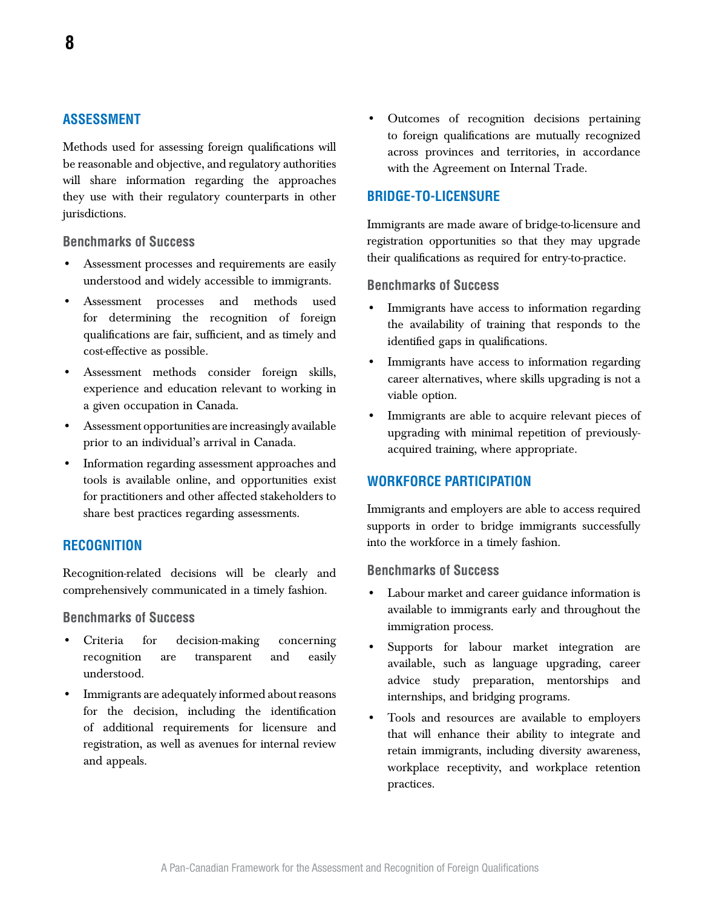## ASSESSMENT

Methods used for assessing foreign qualifications will be reasonable and objective, and regulatory authorities will share information regarding the approaches they use with their regulatory counterparts in other jurisdictions.

### Benchmarks of Success

- Assessment processes and requirements are easily understood and widely accessible to immigrants.
- Assessment processes and methods used for determining the recognition of foreign qualifications are fair, sufficient, and as timely and cost-effective as possible.
- Assessment methods consider foreign skills, experience and education relevant to working in a given occupation in Canada.
- Assessment opportunities are increasingly available prior to an individual's arrival in Canada.
- Information regarding assessment approaches and tools is available online, and opportunities exist for practitioners and other affected stakeholders to share best practices regarding assessments.

## RECOGNITION

Recognition-related decisions will be clearly and comprehensively communicated in a timely fashion.

### Benchmarks of Success

- Criteria for decision-making concerning recognition are transparent and easily understood.
- Immigrants are adequately informed about reasons for the decision, including the identification of additional requirements for licensure and registration, as well as avenues for internal review and appeals.
- Outcomes of recognition decisions pertaining to foreign qualifications are mutually recognized across provinces and territories, in accordance with the Agreement on Internal Trade.

## BRIDGE-TO-LICENSURE

Immigrants are made aware of bridge-to-licensure and registration opportunities so that they may upgrade their qualifications as required for entry-to-practice.

### Benchmarks of Success

- Immigrants have access to information regarding the availability of training that responds to the identified gaps in qualifications.
- Immigrants have access to information regarding career alternatives, where skills upgrading is not a viable option.
- Immigrants are able to acquire relevant pieces of upgrading with minimal repetition of previously-acquired training, where appropriate.

## WORKFORCE PARTICIPATION

Immigrants and employers are able to access required supports in order to bridge immigrants successfully into the workforce in a timely fashion.

### Benchmarks of Success

- Labour market and career guidance information is available to immigrants early and throughout the immigration process.
- Supports for labour market integration are available, such as language upgrading, career advice study preparation, mentorships and internships, and bridging programs.
- Tools and resources are available to employers that will enhance their ability to integrate and retain immigrants, including diversity awareness, workplace receptivity, and workplace retention practices.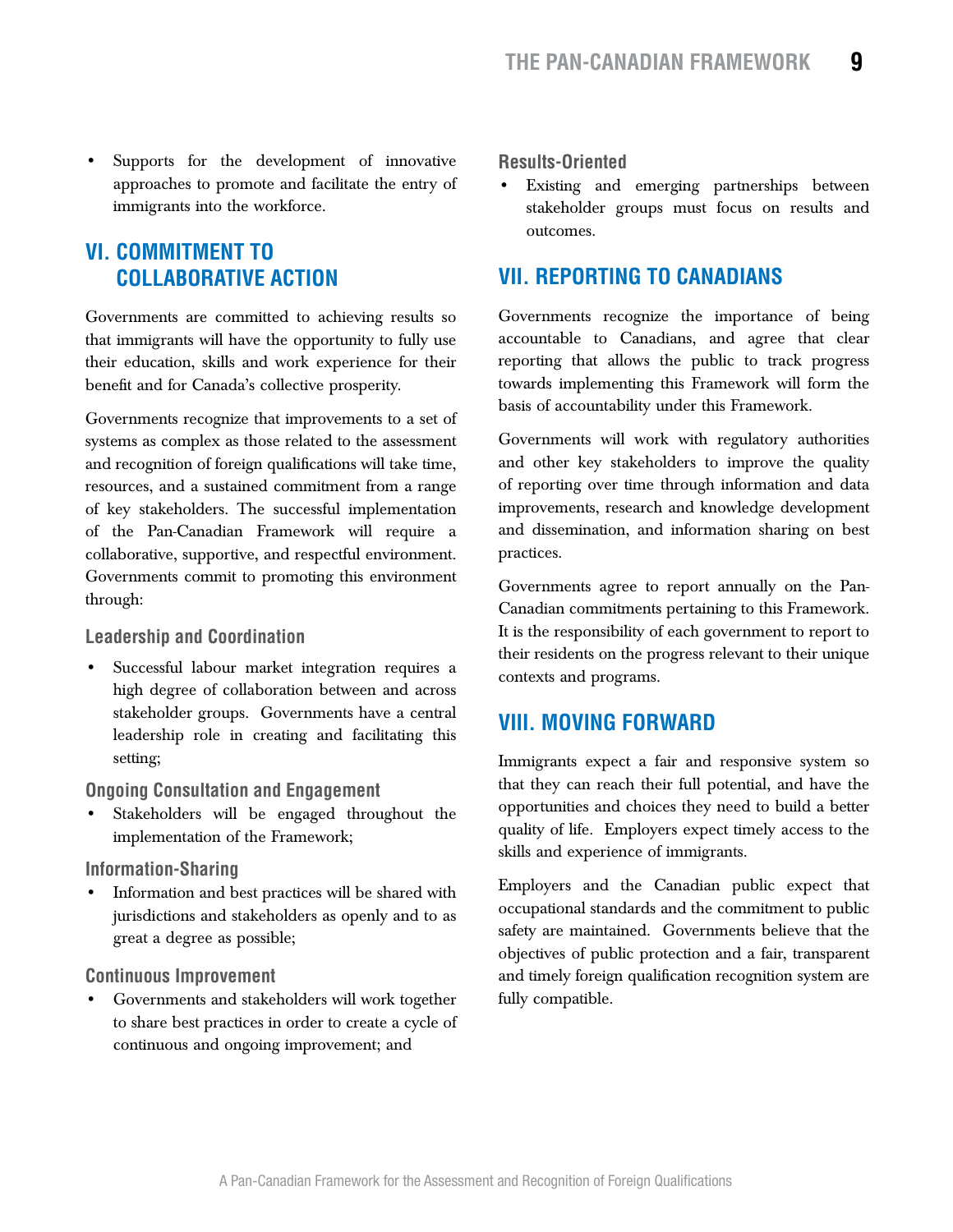- Supports for the development of innovative approaches to promote and facilitate the entry of immigrants into the workforce.

## VI. COMMITMENT TO COLLABORATIVE ACTION

Governments are committed to achieving results so that immigrants will have the opportunity to fully use their education, skills and work experience for their benefit and for Canada's collective prosperity.

Governments recognize that improvements to a set of systems as complex as those related to the assessment and recognition of foreign qualifications will take time, resources, and a sustained commitment from a range of key stakeholders. The successful implementation of the Pan-Canadian Framework will require a collaborative, supportive, and respectful environment. Governments commit to promoting this environment through:

### Leadership and Coordination

- Successful labour market integration requires a high degree of collaboration between and across stakeholder groups. Governments have a central leadership role in creating and facilitating this setting;

### Ongoing Consultation and Engagement

- Stakeholders will be engaged throughout the implementation of the Framework;

### Information-Sharing

- Information and best practices will be shared with jurisdictions and stakeholders as openly and to as great a degree as possible;

### Continuous Improvement

- Governments and stakeholders will work together to share best practices in order to create a cycle of continuous and ongoing improvement; and

### Results-Oriented

- Existing and emerging partnerships between stakeholder groups must focus on results and outcomes.

## VII. REPORTING TO CANADIANS

Governments recognize the importance of being accountable to Canadians, and agree that clear reporting that allows the public to track progress towards implementing this Framework will form the basis of accountability under this Framework.

Governments will work with regulatory authorities and other key stakeholders to improve the quality of reporting over time through information and data improvements, research and knowledge development and dissemination, and information sharing on best practices.

Governments agree to report annually on the Pan-Canadian commitments pertaining to this Framework. It is the responsibility of each government to report to their residents on the progress relevant to their unique contexts and programs.

## VIII. MOVING FORWARD

Immigrants expect a fair and responsive system so that they can reach their full potential, and have the opportunities and choices they need to build a better quality of life. Employers expect timely access to the skills and experience of immigrants.

Employers and the Canadian public expect that occupational standards and the commitment to public safety are maintained. Governments believe that the objectives of public protection and a fair, transparent and timely foreign qualification recognition system are fully compatible.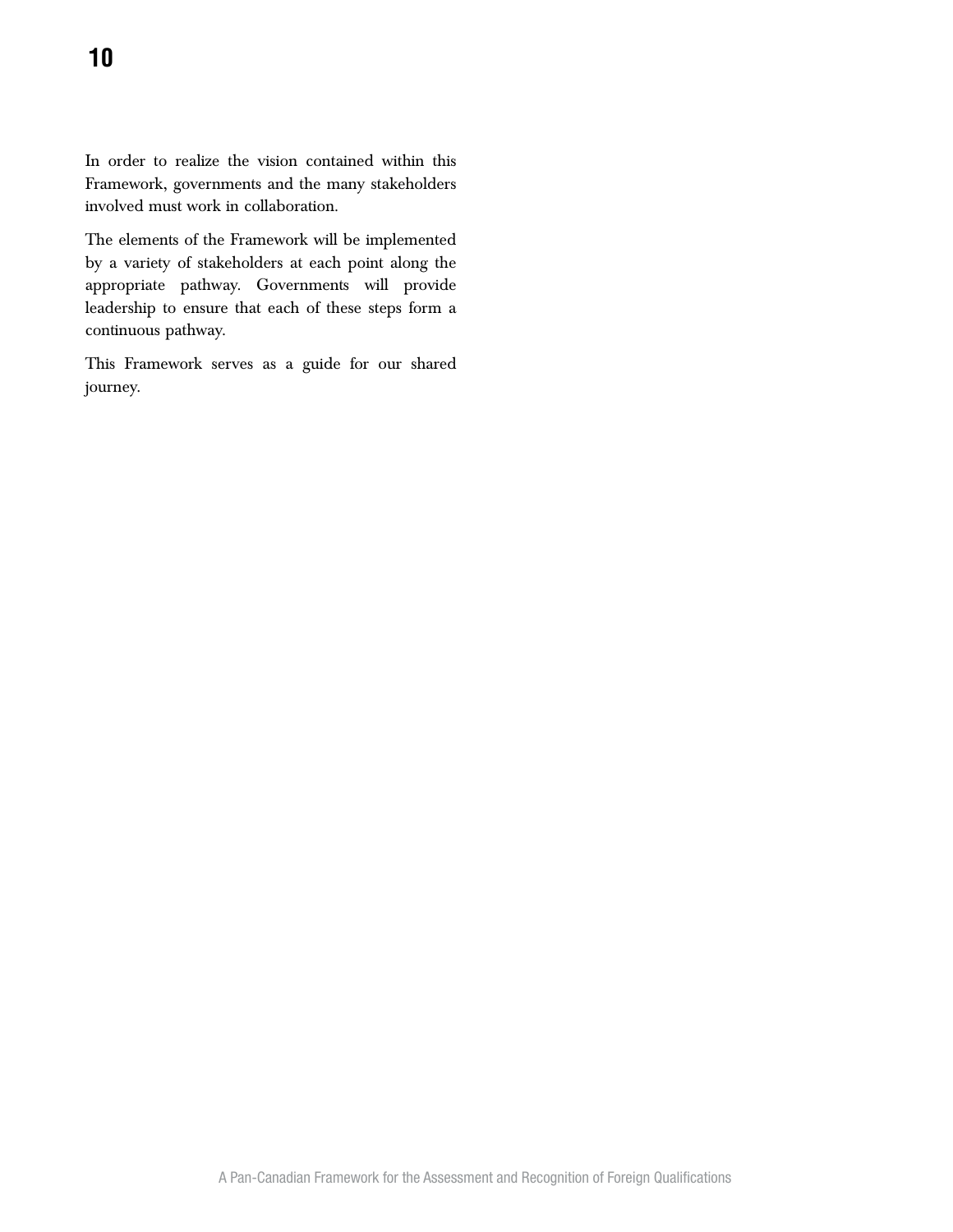In order to realize the vision contained within this Framework, governments and the many stakeholders involved must work in collaboration.

The elements of the Framework will be implemented by a variety of stakeholders at each point along the appropriate pathway. Governments will provide leadership to ensure that each of these steps form a continuous pathway.

This Framework serves as a guide for our shared journey.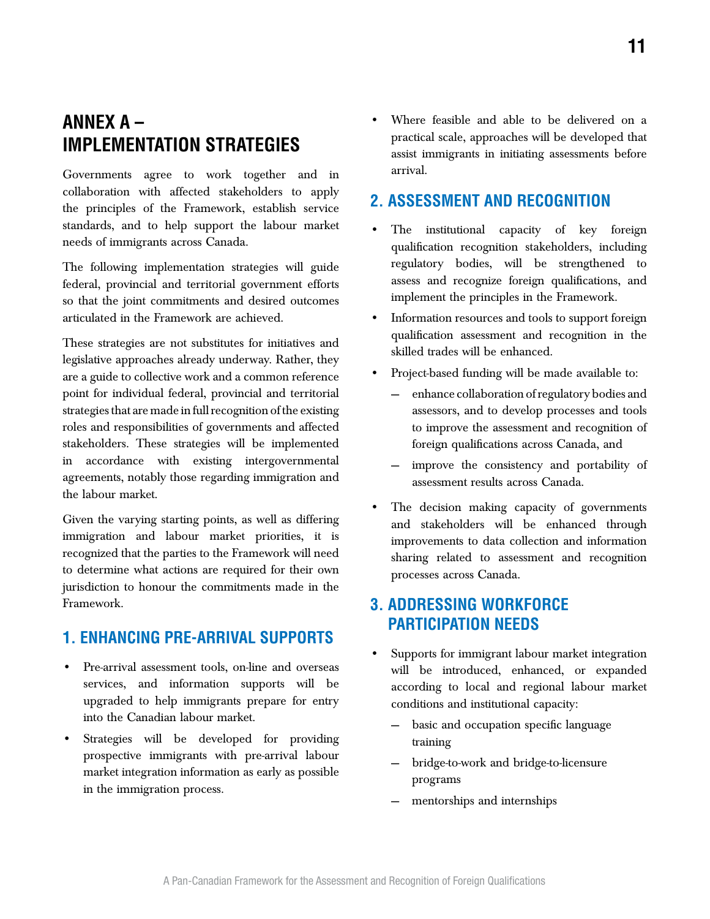# ANNEX A – IMPLEMENTATION STRATEGIES

Governments agree to work together and in collaboration with affected stakeholders to apply the principles of the Framework, establish service standards, and to help support the labour market needs of immigrants across Canada.

The following implementation strategies will guide federal, provincial and territorial government efforts so that the joint commitments and desired outcomes articulated in the Framework are achieved.

These strategies are not substitutes for initiatives and legislative approaches already underway. Rather, they are a guide to collective work and a common reference point for individual federal, provincial and territorial strategies that are made in full recognition of the existing roles and responsibilities of governments and affected stakeholders. These strategies will be implemented in accordance with existing intergovernmental agreements, notably those regarding immigration and the labour market.

Given the varying starting points, as well as differing immigration and labour market priorities, it is recognized that the parties to the Framework will need to determine what actions are required for their own jurisdiction to honour the commitments made in the Framework.

## 1. ENHANCING PRE-ARRIVAL SUPPORTS

- Pre-arrival assessment tools, on-line and overseas services, and information supports will be upgraded to help immigrants prepare for entry into the Canadian labour market.
- Strategies will be developed for providing prospective immigrants with pre-arrival labour market integration information as early as possible in the immigration process.
- Where feasible and able to be delivered on a practical scale, approaches will be developed that assist immigrants in initiating assessments before arrival.

## 2. ASSESSMENT AND RECOGNITION

- The institutional capacity of key foreign qualification recognition stakeholders, including regulatory bodies, will be strengthened to assess and recognize foreign qualifications, and implement the principles in the Framework.
- Information resources and tools to support foreign qualification assessment and recognition in the skilled trades will be enhanced.
- Project-based funding will be made available to:
  - enhance collaboration of regulatory bodies and assessors, and to develop processes and tools to improve the assessment and recognition of foreign qualifications across Canada, and
  - improve the consistency and portability of assessment results across Canada.
- The decision making capacity of governments and stakeholders will be enhanced through improvements to data collection and information sharing related to assessment and recognition processes across Canada.

## 3. ADDRESSING WORKFORCE PARTICIPATION NEEDS

- Supports for immigrant labour market integration will be introduced, enhanced, or expanded according to local and regional labour market conditions and institutional capacity:
  - basic and occupation specific language training
  - bridge-to-work and bridge-to-licensure programs
  - mentorships and internships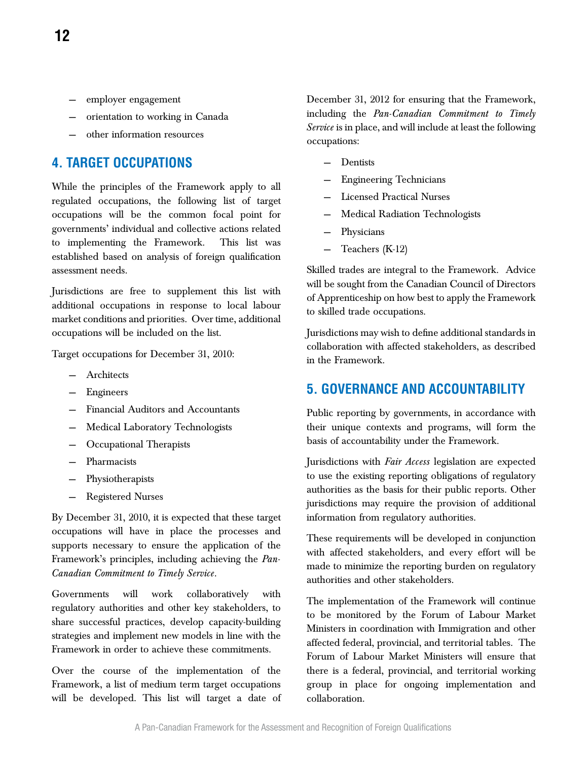- employer engagement
- orientation to working in Canada
- other information resources

## 4. TARGET OCCUPATIONS

While the principles of the Framework apply to all regulated occupations, the following list of target occupations will be the common focal point for governments' individual and collective actions related to implementing the Framework. This list was established based on analysis of foreign qualification assessment needs.

Jurisdictions are free to supplement this list with additional occupations in response to local labour market conditions and priorities. Over time, additional occupations will be included on the list.

Target occupations for December 31, 2010:

- Architects
- Engineers
- Financial Auditors and Accountants
- Medical Laboratory Technologists
- Occupational Therapists
- Pharmacists
- Physiotherapists
- Registered Nurses

By December 31, 2010, it is expected that these target occupations will have in place the processes and supports necessary to ensure the application of the Framework's principles, including achieving the *Pan-Canadian Commitment to Timely Service*.

Governments will work collaboratively with regulatory authorities and other key stakeholders, to share successful practices, develop capacity-building strategies and implement new models in line with the Framework in order to achieve these commitments.

Over the course of the implementation of the Framework, a list of medium term target occupations will be developed. This list will target a date of December 31, 2012 for ensuring that the Framework, including the *Pan-Canadian Commitment to Timely Service* is in place, and will include at least the following occupations:

- Dentists
- Engineering Technicians
- Licensed Practical Nurses
- Medical Radiation Technologists
- Physicians
- Teachers (K-12)

Skilled trades are integral to the Framework. Advice will be sought from the Canadian Council of Directors of Apprenticeship on how best to apply the Framework to skilled trade occupations.

Jurisdictions may wish to define additional standards in collaboration with affected stakeholders, as described in the Framework.

## 5. GOVERNANCE AND ACCOUNTABILITY

Public reporting by governments, in accordance with their unique contexts and programs, will form the basis of accountability under the Framework.

Jurisdictions with *Fair Access* legislation are expected to use the existing reporting obligations of regulatory authorities as the basis for their public reports. Other jurisdictions may require the provision of additional information from regulatory authorities.

These requirements will be developed in conjunction with affected stakeholders, and every effort will be made to minimize the reporting burden on regulatory authorities and other stakeholders.

The implementation of the Framework will continue to be monitored by the Forum of Labour Market Ministers in coordination with Immigration and other affected federal, provincial, and territorial tables. The Forum of Labour Market Ministers will ensure that there is a federal, provincial, and territorial working group in place for ongoing implementation and collaboration.